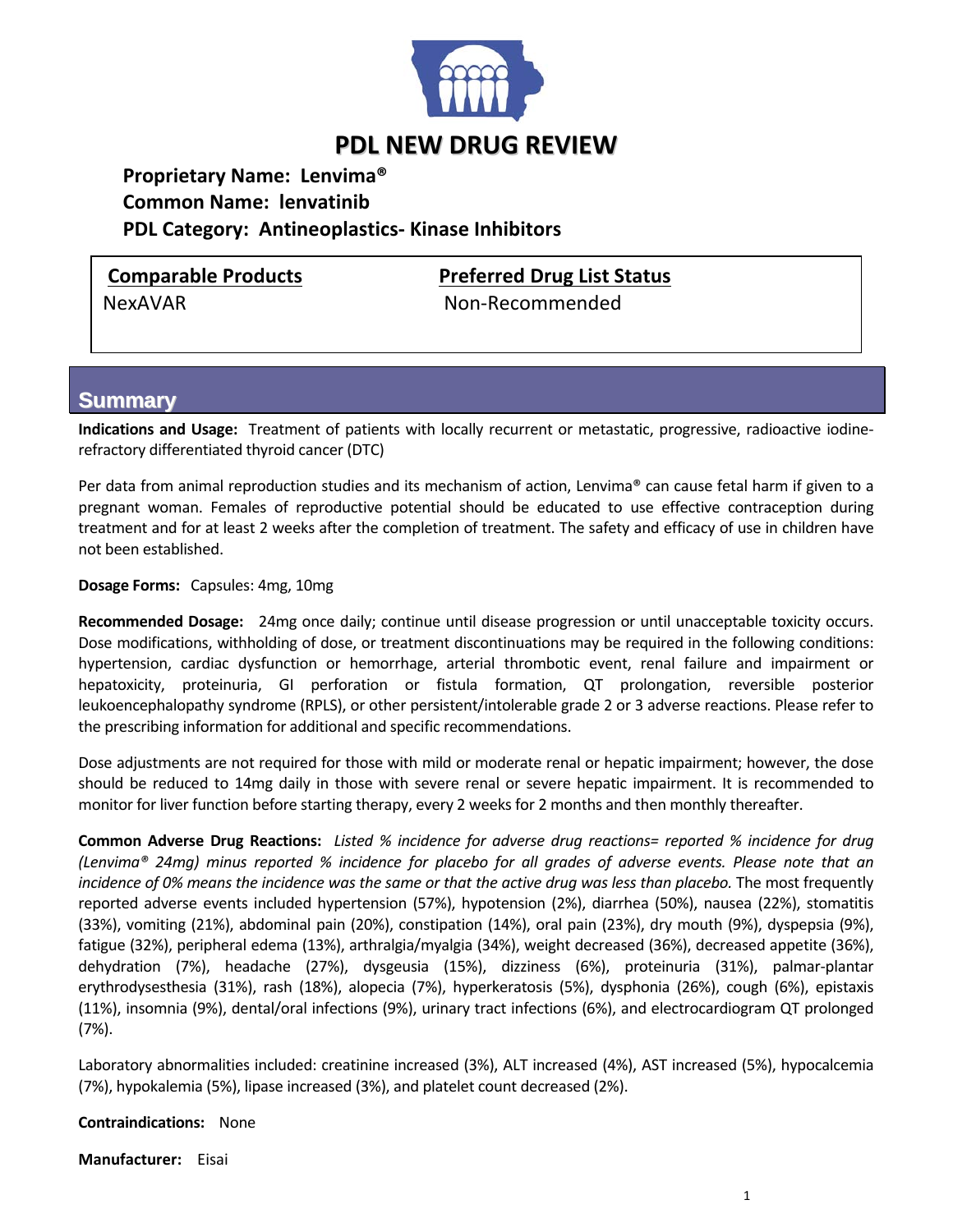# PDL NEW DRUG REVIEW

**Proprietary Name: Lenvima®**
**Common Name: lenvatinib**
**PDL Category: Antineoplastics- Kinase Inhibitors**

| Comparable Products | Preferred Drug List Status |
|---|---|
| NexAVAR | Non-Recommended |

## Summary

**Indications and Usage:** Treatment of patients with locally recurrent or metastatic, progressive, radioactive iodine-refractory differentiated thyroid cancer (DTC)

Per data from animal reproduction studies and its mechanism of action, Lenvima® can cause fetal harm if given to a pregnant woman. Females of reproductive potential should be educated to use effective contraception during treatment and for at least 2 weeks after the completion of treatment. The safety and efficacy of use in children have not been established.

**Dosage Forms:** Capsules: 4mg, 10mg

**Recommended Dosage:** 24mg once daily; continue until disease progression or until unacceptable toxicity occurs. Dose modifications, withholding of dose, or treatment discontinuations may be required in the following conditions: hypertension, cardiac dysfunction or hemorrhage, arterial thrombotic event, renal failure and impairment or hepatoxicity, proteinuria, GI perforation or fistula formation, QT prolongation, reversible posterior leukoencephalopathy syndrome (RPLS), or other persistent/intolerable grade 2 or 3 adverse reactions. Please refer to the prescribing information for additional and specific recommendations.

Dose adjustments are not required for those with mild or moderate renal or hepatic impairment; however, the dose should be reduced to 14mg daily in those with severe renal or severe hepatic impairment. It is recommended to monitor for liver function before starting therapy, every 2 weeks for 2 months and then monthly thereafter.

**Common Adverse Drug Reactions:** *Listed % incidence for adverse drug reactions= reported % incidence for drug (Lenvima® 24mg) minus reported % incidence for placebo for all grades of adverse events. Please note that an incidence of 0% means the incidence was the same or that the active drug was less than placebo.* The most frequently reported adverse events included hypertension (57%), hypotension (2%), diarrhea (50%), nausea (22%), stomatitis (33%), vomiting (21%), abdominal pain (20%), constipation (14%), oral pain (23%), dry mouth (9%), dyspepsia (9%), fatigue (32%), peripheral edema (13%), arthralgia/myalgia (34%), weight decreased (36%), decreased appetite (36%), dehydration (7%), headache (27%), dysgeusia (15%), dizziness (6%), proteinuria (31%), palmar-plantar erythrodysesthesia (31%), rash (18%), alopecia (7%), hyperkeratosis (5%), dysphonia (26%), cough (6%), epistaxis (11%), insomnia (9%), dental/oral infections (9%), urinary tract infections (6%), and electrocardiogram QT prolonged (7%).

Laboratory abnormalities included: creatinine increased (3%), ALT increased (4%), AST increased (5%), hypocalcemia (7%), hypokalemia (5%), lipase increased (3%), and platelet count decreased (2%).

**Contraindications:** None

**Manufacturer:** Eisai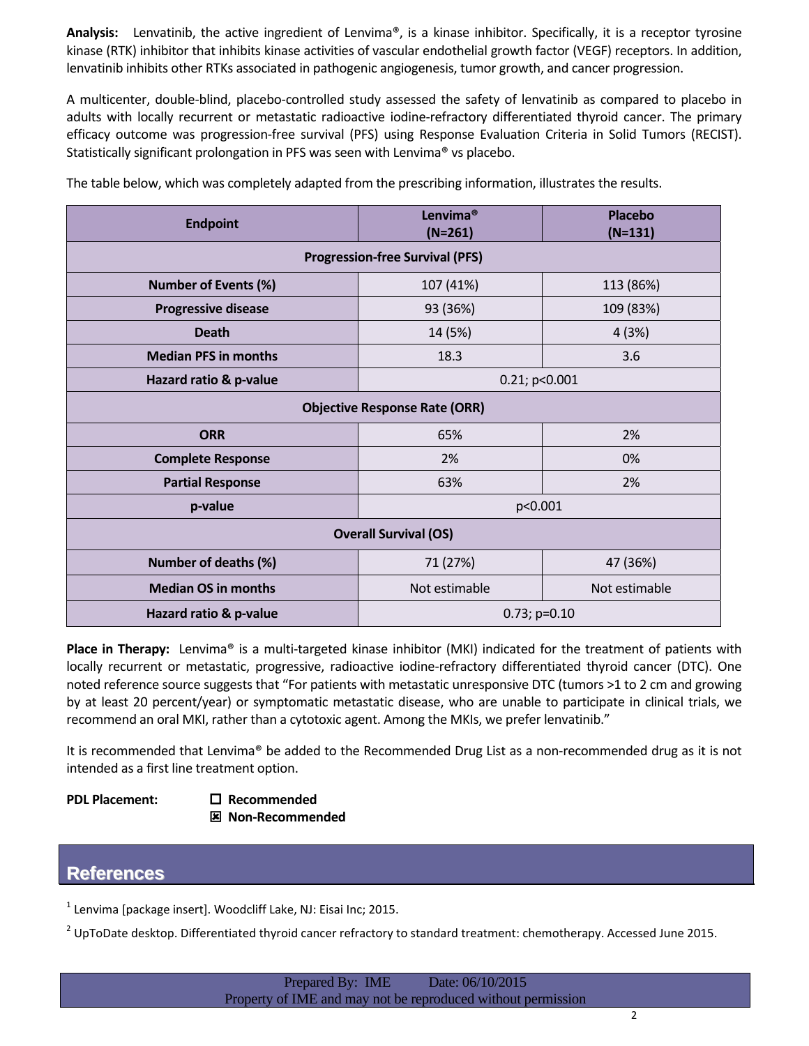**Analysis:** Lenvatinib, the active ingredient of Lenvima®, is a kinase inhibitor. Specifically, it is a receptor tyrosine kinase (RTK) inhibitor that inhibits kinase activities of vascular endothelial growth factor (VEGF) receptors. In addition, lenvatinib inhibits other RTKs associated in pathogenic angiogenesis, tumor growth, and cancer progression.

A multicenter, double-blind, placebo-controlled study assessed the safety of lenvatinib as compared to placebo in adults with locally recurrent or metastatic radioactive iodine-refractory differentiated thyroid cancer. The primary efficacy outcome was progression-free survival (PFS) using Response Evaluation Criteria in Solid Tumors (RECIST). Statistically significant prolongation in PFS was seen with Lenvima® vs placebo.

The table below, which was completely adapted from the prescribing information, illustrates the results.

| Endpoint | Lenvima® (N=261) | Placebo (N=131) |
|---|---|---|
| **Progression-free Survival (PFS)** | | |
| **Number of Events (%)** | 107 (41%) | 113 (86%) |
| **Progressive disease** | 93 (36%) | 109 (83%) |
| **Death** | 14 (5%) | 4 (3%) |
| **Median PFS in months** | 18.3 | 3.6 |
| **Hazard ratio & p-value** | 0.21; p<0.001 | |
| **Objective Response Rate (ORR)** | | |
| **ORR** | 65% | 2% |
| **Complete Response** | 2% | 0% |
| **Partial Response** | 63% | 2% |
| **p-value** | p<0.001 | |
| **Overall Survival (OS)** | | |
| **Number of deaths (%)** | 71 (27%) | 47 (36%) |
| **Median OS in months** | Not estimable | Not estimable |
| **Hazard ratio & p-value** | 0.73; p=0.10 | |

**Place in Therapy:** Lenvima® is a multi-targeted kinase inhibitor (MKI) indicated for the treatment of patients with locally recurrent or metastatic, progressive, radioactive iodine-refractory differentiated thyroid cancer (DTC). One noted reference source suggests that "For patients with metastatic unresponsive DTC (tumors >1 to 2 cm and growing by at least 20 percent/year) or symptomatic metastatic disease, who are unable to participate in clinical trials, we recommend an oral MKI, rather than a cytotoxic agent. Among the MKIs, we prefer lenvatinib."

It is recommended that Lenvima® be added to the Recommended Drug List as a non-recommended drug as it is not intended as a first line treatment option.

**PDL Placement:**
- ☐ **Recommended**
- ☒ **Non-Recommended**

## References

[1] Lenvima [package insert]. Woodcliff Lake, NJ: Eisai Inc; 2015.

[2] UpToDate desktop. Differentiated thyroid cancer refractory to standard treatment: chemotherapy. Accessed June 2015.

Prepared By: IME Date: 06/10/2015
Property of IME and may not be reproduced without permission